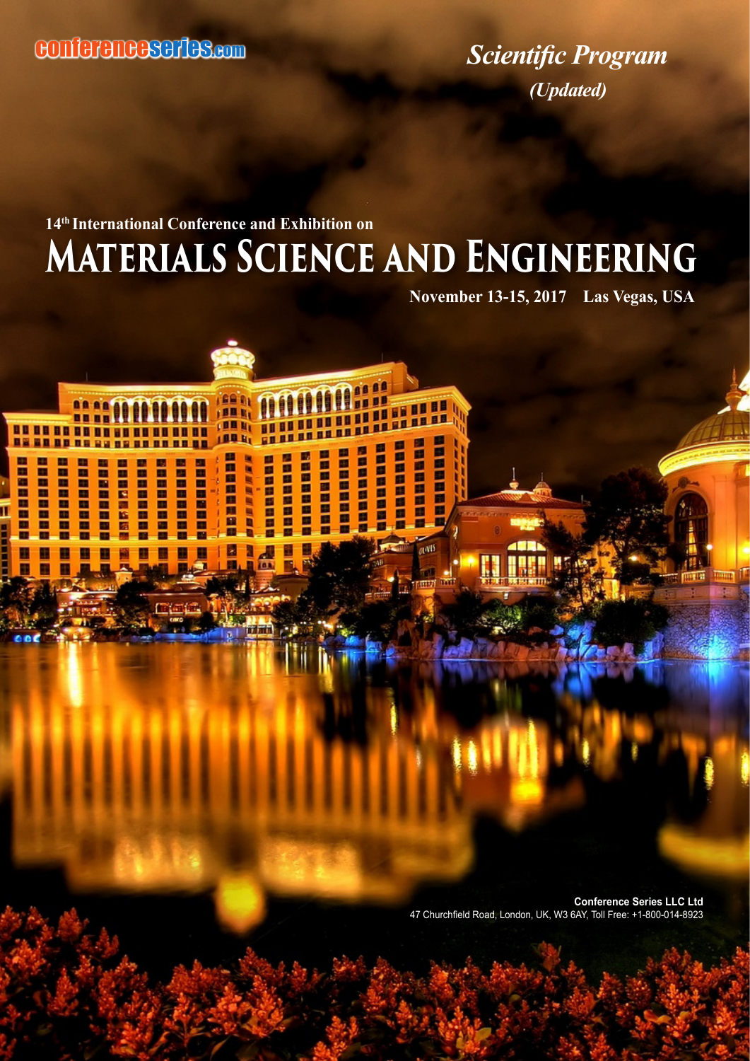conferenceseries.com

*Scientific Program*

*(Updated)*

14th International Conference and Exhibition on

# Materials Science and Engineering

**November 13-15, 2017 Las Vegas, USA**

**Conference Series LLC Ltd**

47 Churchfield Road, London, UK, W3 6AY, Toll Free: +1-800-014-8923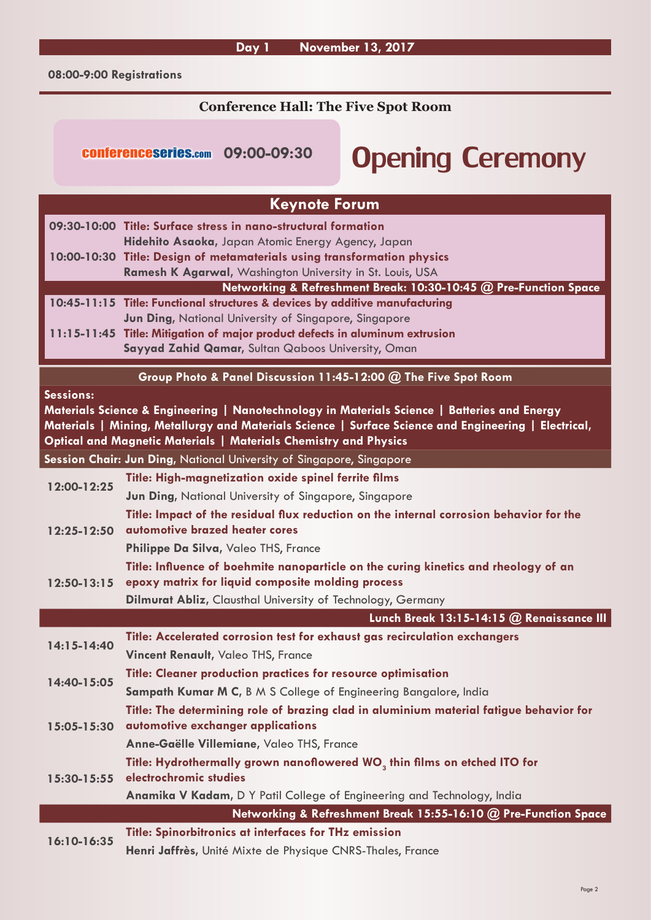## Day 1 November 13, 2017

**08:00-9:00 Registrations**

### Conference Hall: The Five Spot Room

**conferenceseries.com 09:00-09:30 Opening Ceremony**

## Keynote Forum

**09:30-10:00 Title: Surface stress in nano-structural formation**
**Hidehito Asaoka**, Japan Atomic Energy Agency, Japan

**10:00-10:30 Title: Design of metamaterials using transformation physics**
**Ramesh K Agarwal**, Washington University in St. Louis, USA

**Networking & Refreshment Break: 10:30-10:45 @ Pre-Function Space**

**10:45-11:15 Title: Functional structures & devices by additive manufacturing**
**Jun Ding**, National University of Singapore, Singapore

**11:15-11:45 Title: Mitigation of major product defects in aluminum extrusion**
**Sayyad Zahid Qamar**, Sultan Qaboos University, Oman

**Group Photo & Panel Discussion 11:45-12:00 @ The Five Spot Room**

**Sessions:**
**Materials Science & Engineering | Nanotechnology in Materials Science | Batteries and Energy Materials | Mining, Metallurgy and Materials Science | Surface Science and Engineering | Electrical, Optical and Magnetic Materials | Materials Chemistry and Physics**

**Session Chair: Jun Ding**, National University of Singapore, Singapore

**12:00-12:25 Title: High-magnetization oxide spinel ferrite films**
**Jun Ding**, National University of Singapore, Singapore

**12:25-12:50 Title: Impact of the residual flux reduction on the internal corrosion behavior for the automotive brazed heater cores**
**Philippe Da Silva**, Valeo THS, France

**12:50-13:15 Title: Influence of boehmite nanoparticle on the curing kinetics and rheology of an epoxy matrix for liquid composite molding process**
**Dilmurat Abliz**, Clausthal University of Technology, Germany

**Lunch Break 13:15-14:15 @ Renaissance III**

**14:15-14:40 Title: Accelerated corrosion test for exhaust gas recirculation exchangers**
**Vincent Renault**, Valeo THS, France

**14:40-15:05 Title: Cleaner production practices for resource optimisation**
**Sampath Kumar M C**, B M S College of Engineering Bangalore, India

**15:05-15:30 Title: The determining role of brazing clad in aluminium material fatigue behavior for automotive exchanger applications**
**Anne-Gaëlle Villemiane**, Valeo THS, France

**15:30-15:55 Title: Hydrothermally grown nanoflowered $WO_3$ thin films on etched ITO for electrochromic studies**
**Anamika V Kadam**, D Y Patil College of Engineering and Technology, India

**Networking & Refreshment Break 15:55-16:10 @ Pre-Function Space**

**16:10-16:35 Title: Spinorbitronics at interfaces for THz emission**
**Henri Jaffrès**, Unité Mixte de Physique CNRS-Thales, France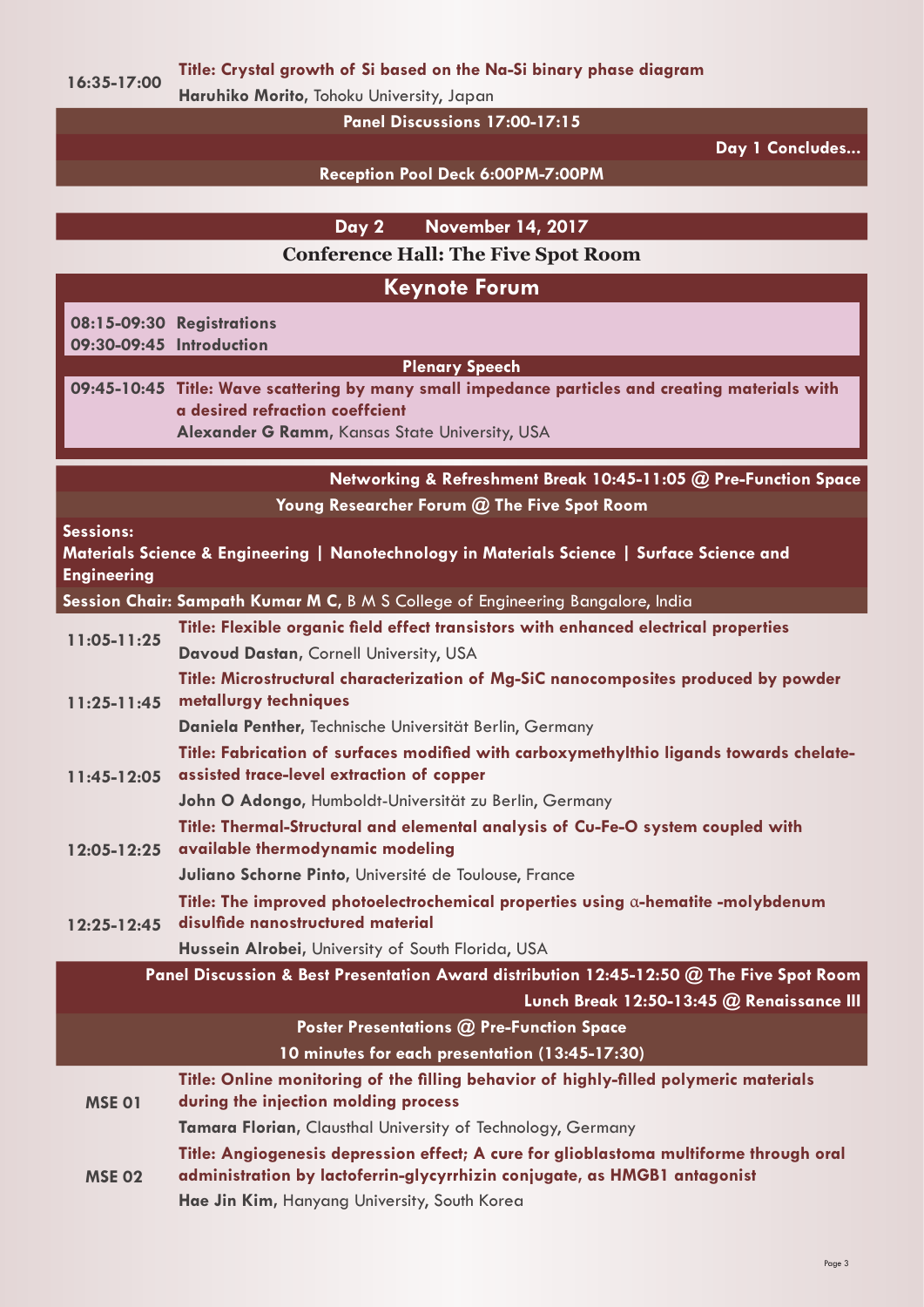**16:35-17:00** **Title: Crystal growth of Si based on the Na-Si binary phase diagram**
**Haruhiko Morito**, Tohoku University, Japan

**Panel Discussions 17:00-17:15**

**Day 1 Concludes...**

**Reception Pool Deck 6:00PM-7:00PM**

## Day 2 November 14, 2017

### Conference Hall: The Five Spot Room

## Keynote Forum

**08:15-09:30 Registrations**
**09:30-09:45 Introduction**

**Plenary Speech**

**09:45-10:45** **Title: Wave scattering by many small impedance particles and creating materials with a desired refraction coeffcient**
**Alexander G Ramm**, Kansas State University, USA

**Networking & Refreshment Break 10:45-11:05 @ Pre-Function Space**

**Young Researcher Forum @ The Five Spot Room**

**Sessions:**
**Materials Science & Engineering | Nanotechnology in Materials Science | Surface Science and Engineering**

**Session Chair: Sampath Kumar M C**, B M S College of Engineering Bangalore, India

**11:05-11:25** **Title: Flexible organic field effect transistors with enhanced electrical properties**
**Davoud Dastan**, Cornell University, USA

**11:25-11:45** **Title: Microstructural characterization of Mg-SiC nanocomposites produced by powder metallurgy techniques**
**Daniela Penther**, Technische Universität Berlin, Germany

**11:45-12:05** **Title: Fabrication of surfaces modified with carboxymethylthio ligands towards chelate-assisted trace-level extraction of copper**
**John O Adongo**, Humboldt-Universität zu Berlin, Germany

**12:05-12:25** **Title: Thermal-Structural and elemental analysis of Cu-Fe-O system coupled with available thermodynamic modeling**
**Juliano Schorne Pinto**, Université de Toulouse, France

**12:25-12:45** **Title: The improved photoelectrochemical properties using α-hematite -molybdenum disulfide nanostructured material**
**Hussein Alrobei**, University of South Florida, USA

**Panel Discussion & Best Presentation Award distribution 12:45-12:50 @ The Five Spot Room**

**Lunch Break 12:50-13:45 @ Renaissance III**

**Poster Presentations @ Pre-Function Space**
**10 minutes for each presentation (13:45-17:30)**

**MSE 01** **Title: Online monitoring of the filling behavior of highly-filled polymeric materials during the injection molding process**
**Tamara Florian**, Clausthal University of Technology, Germany

**MSE 02** **Title: Angiogenesis depression effect; A cure for glioblastoma multiforme through oral administration by lactoferrin-glycyrrhizin conjugate, as HMGB1 antagonist**
**Hae Jin Kim**, Hanyang University, South Korea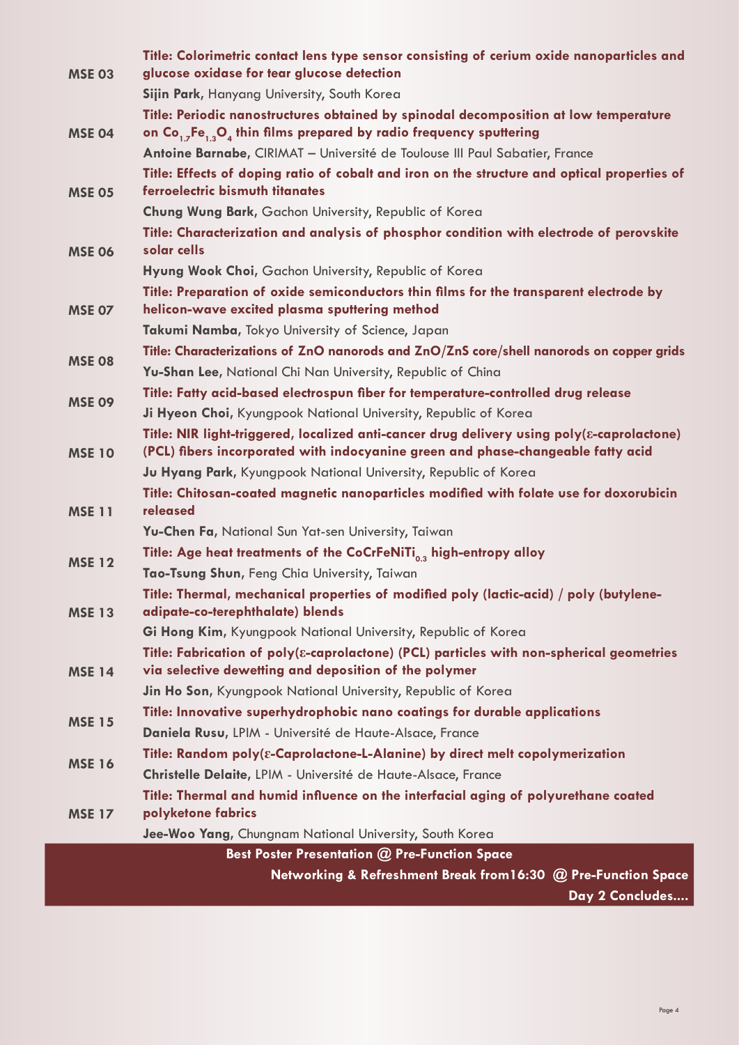| | |
|---|---|
| **MSE 03** | **Title: Colorimetric contact lens type sensor consisting of cerium oxide nanoparticles and glucose oxidase for tear glucose detection**<br>**Sijin Park**, Hanyang University, South Korea |
| **MSE 04** | **Title: Periodic nanostructures obtained by spinodal decomposition at low temperature on $Co_{1.7}Fe_{1.3}O_4$ thin films prepared by radio frequency sputtering**<br>**Antoine Barnabe**, CIRIMAT – Université de Toulouse III Paul Sabatier, France |
| **MSE 05** | **Title: Effects of doping ratio of cobalt and iron on the structure and optical properties of ferroelectric bismuth titanates**<br>**Chung Wung Bark**, Gachon University, Republic of Korea |
| **MSE 06** | **Title: Characterization and analysis of phosphor condition with electrode of perovskite solar cells**<br>**Hyung Wook Choi**, Gachon University, Republic of Korea |
| **MSE 07** | **Title: Preparation of oxide semiconductors thin films for the transparent electrode by helicon-wave excited plasma sputtering method**<br>**Takumi Namba**, Tokyo University of Science, Japan |
| **MSE 08** | **Title: Characterizations of ZnO nanorods and ZnO/ZnS core/shell nanorods on copper grids**<br>**Yu-Shan Lee**, National Chi Nan University, Republic of China |
| **MSE 09** | **Title: Fatty acid-based electrospun fiber for temperature-controlled drug release**<br>**Ji Hyeon Choi**, Kyungpook National University, Republic of Korea |
| **MSE 10** | **Title: NIR light-triggered, localized anti-cancer drug delivery using poly(ε-caprolactone) (PCL) fibers incorporated with indocyanine green and phase-changeable fatty acid**<br>**Ju Hyang Park**, Kyungpook National University, Republic of Korea |
| **MSE 11** | **Title: Chitosan-coated magnetic nanoparticles modified with folate use for doxorubicin released**<br>**Yu-Chen Fa**, National Sun Yat-sen University, Taiwan |
| **MSE 12** | **Title: Age heat treatments of the $CoCrFeNiTi_{0.3}$ high-entropy alloy**<br>**Tao-Tsung Shun**, Feng Chia University, Taiwan |
| **MSE 13** | **Title: Thermal, mechanical properties of modified poly (lactic-acid) / poly (butylene-adipate-co-terephthalate) blends**<br>**Gi Hong Kim**, Kyungpook National University, Republic of Korea |
| **MSE 14** | **Title: Fabrication of poly(ε-caprolactone) (PCL) particles with non-spherical geometries via selective dewetting and deposition of the polymer**<br>**Jin Ho Son**, Kyungpook National University, Republic of Korea |
| **MSE 15** | **Title: Innovative superhydrophobic nano coatings for durable applications**<br>**Daniela Rusu**, LPIM - Université de Haute-Alsace, France |
| **MSE 16** | **Title: Random poly(ε-Caprolactone-L-Alanine) by direct melt copolymerization**<br>**Christelle Delaite**, LPIM - Université de Haute-Alsace, France |
| **MSE 17** | **Title: Thermal and humid influence on the interfacial aging of polyurethane coated polyketone fabrics**<br>**Jee-Woo Yang**, Chungnam National University, South Korea |

**Best Poster Presentation @ Pre-Function Space**

**Networking & Refreshment Break from16:30 @ Pre-Function Space**

**Day 2 Concludes....**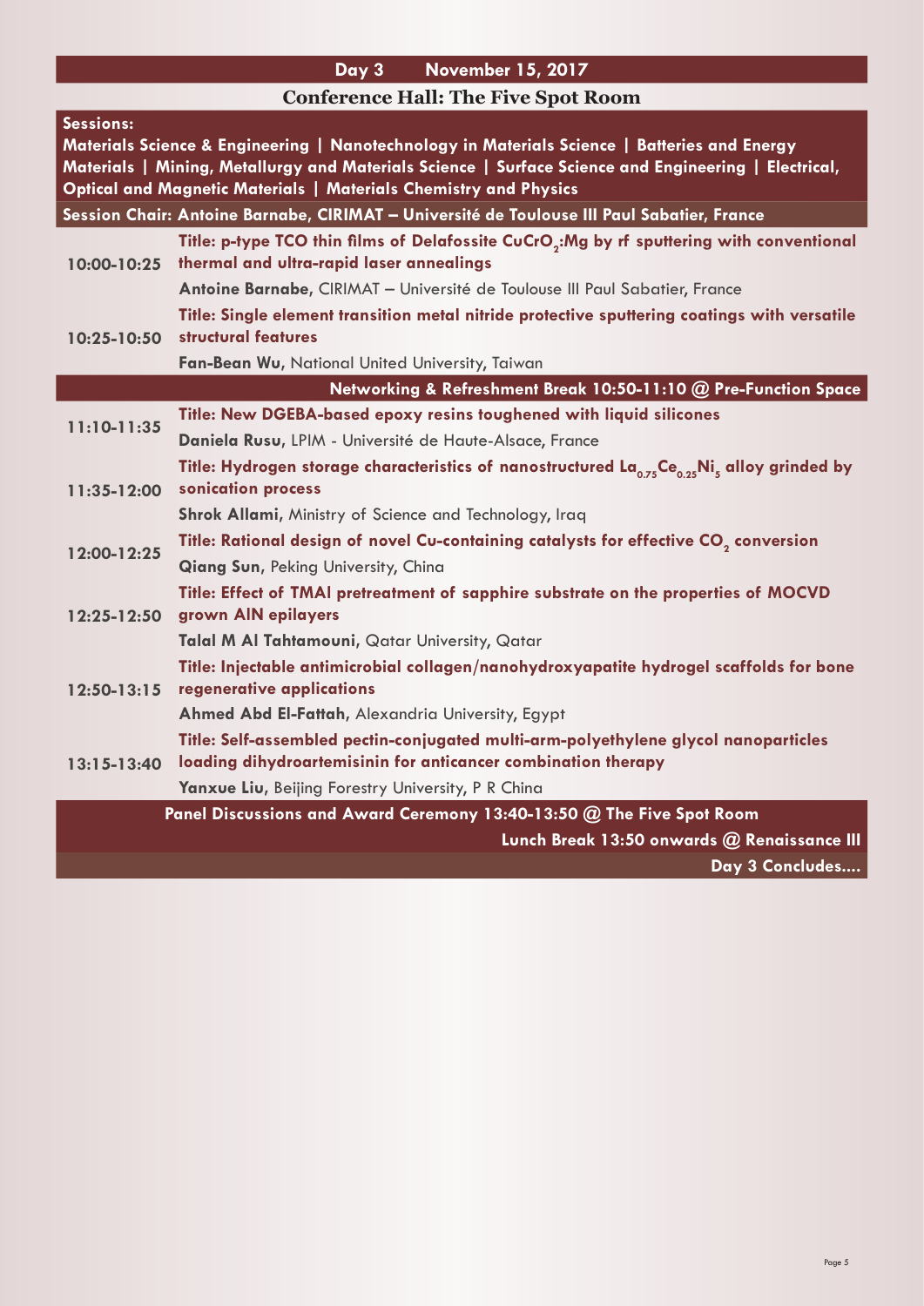## Day 3 November 15, 2017

### Conference Hall: The Five Spot Room

**Sessions:**

**Materials Science & Engineering | Nanotechnology in Materials Science | Batteries and Energy Materials | Mining, Metallurgy and Materials Science | Surface Science and Engineering | Electrical, Optical and Magnetic Materials | Materials Chemistry and Physics**

**Session Chair: Antoine Barnabe, CIRIMAT – Université de Toulouse III Paul Sabatier, France**

| | |
|---|---|
| **10:00-10:25** | **Title: p-type TCO thin films of Delafossite $CuCrO_2$:Mg by rf sputtering with conventional thermal and ultra-rapid laser annealings**<br>**Antoine Barnabe**, CIRIMAT – Université de Toulouse III Paul Sabatier, France |
| **10:25-10:50** | **Title: Single element transition metal nitride protective sputtering coatings with versatile structural features**<br>**Fan-Bean Wu,** National United University, Taiwan |
| | **Networking & Refreshment Break 10:50-11:10 @ Pre-Function Space** |
| **11:10-11:35** | **Title: New DGEBA-based epoxy resins toughened with liquid silicones**<br>**Daniela Rusu**, LPIM - Université de Haute-Alsace, France |
| **11:35-12:00** | **Title: Hydrogen storage characteristics of nanostructured $La_{0.75}Ce_{0.25}Ni_5$ alloy grinded by sonication process**<br>**Shrok Allami**, Ministry of Science and Technology, Iraq |
| **12:00-12:25** | **Title: Rational design of novel Cu-containing catalysts for effective $CO_2$ conversion**<br>**Qiang Sun**, Peking University, China |
| **12:25-12:50** | **Title: Effect of TMAl pretreatment of sapphire substrate on the properties of MOCVD grown AlN epilayers**<br>**Talal M Al Tahtamouni**, Qatar University, Qatar |
| **12:50-13:15** | **Title: Injectable antimicrobial collagen/nanohydroxyapatite hydrogel scaffolds for bone regenerative applications**<br>**Ahmed Abd El-Fattah**, Alexandria University, Egypt |
| **13:15-13:40** | **Title: Self-assembled pectin-conjugated multi-arm-polyethylene glycol nanoparticles loading dihydroartemisinin for anticancer combination therapy**<br>**Yanxue Liu**, Beijing Forestry University, P R China |

**Panel Discussions and Award Ceremony 13:40-13:50 @ The Five Spot Room**

**Lunch Break 13:50 onwards @ Renaissance III**

**Day 3 Concludes....**